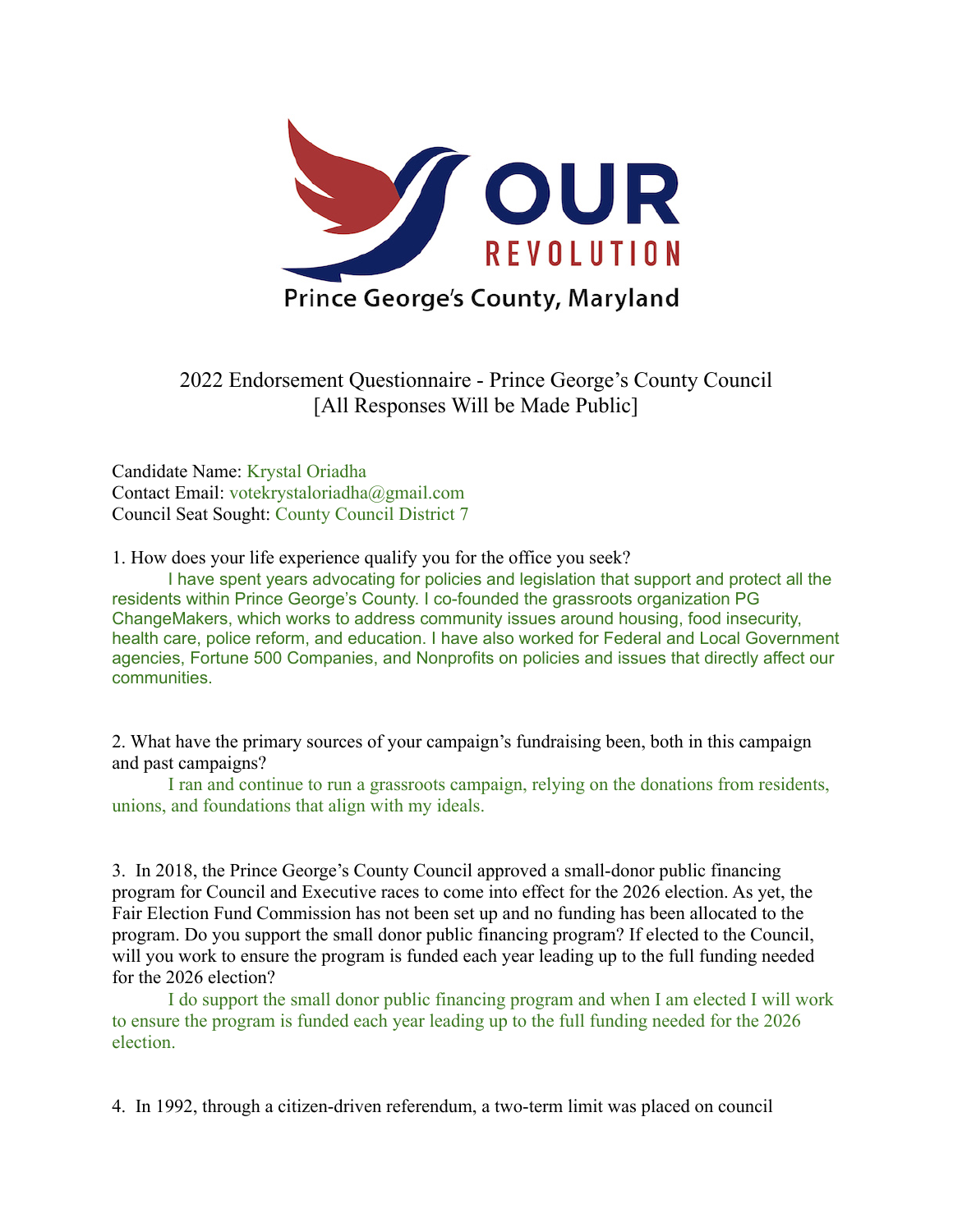OUR REVOLUTION

Prince George's County, Maryland

2022 Endorsement Questionnaire - Prince George's County Council
[All Responses Will be Made Public]

Candidate Name: Krystal Oriadha
Contact Email: votekrystaloriadha@gmail.com
Council Seat Sought: County Council District 7

1. How does your life experience qualify you for the office you seek?

I have spent years advocating for policies and legislation that support and protect all the residents within Prince George's County. I co-founded the grassroots organization PG ChangeMakers, which works to address community issues around housing, food insecurity, health care, police reform, and education. I have also worked for Federal and Local Government agencies, Fortune 500 Companies, and Nonprofits on policies and issues that directly affect our communities.

2. What have the primary sources of your campaign's fundraising been, both in this campaign and past campaigns?

I ran and continue to run a grassroots campaign, relying on the donations from residents, unions, and foundations that align with my ideals.

3. In 2018, the Prince George's County Council approved a small-donor public financing program for Council and Executive races to come into effect for the 2026 election. As yet, the Fair Election Fund Commission has not been set up and no funding has been allocated to the program. Do you support the small donor public financing program? If elected to the Council, will you work to ensure the program is funded each year leading up to the full funding needed for the 2026 election?

I do support the small donor public financing program and when I am elected I will work to ensure the program is funded each year leading up to the full funding needed for the 2026 election.

4. In 1992, through a citizen-driven referendum, a two-term limit was placed on council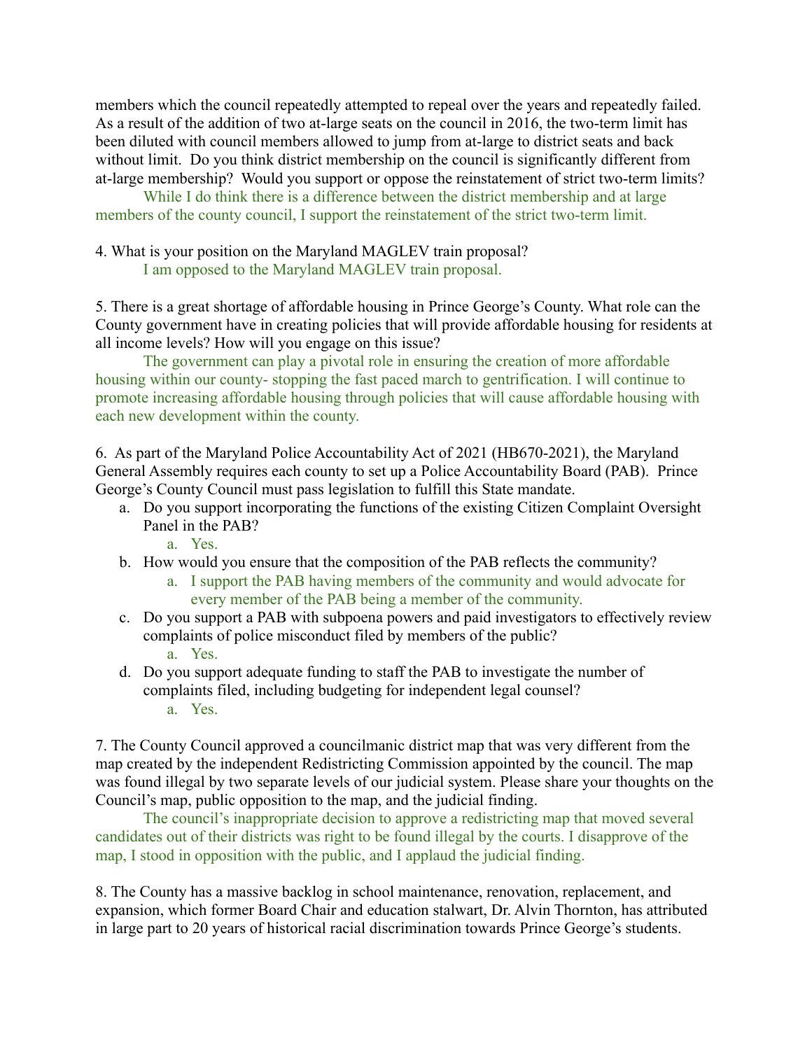members which the council repeatedly attempted to repeal over the years and repeatedly failed. As a result of the addition of two at-large seats on the council in 2016, the two-term limit has been diluted with council members allowed to jump from at-large to district seats and back without limit. Do you think district membership on the council is significantly different from at-large membership? Would you support or oppose the reinstatement of strict two-term limits?

While I do think there is a difference between the district membership and at large members of the county council, I support the reinstatement of the strict two-term limit.

4. What is your position on the Maryland MAGLEV train proposal?

I am opposed to the Maryland MAGLEV train proposal.

5. There is a great shortage of affordable housing in Prince George's County. What role can the County government have in creating policies that will provide affordable housing for residents at all income levels? How will you engage on this issue?

The government can play a pivotal role in ensuring the creation of more affordable housing within our county- stopping the fast paced march to gentrification. I will continue to promote increasing affordable housing through policies that will cause affordable housing with each new development within the county.

6. As part of the Maryland Police Accountability Act of 2021 (HB670-2021), the Maryland General Assembly requires each county to set up a Police Accountability Board (PAB). Prince George's County Council must pass legislation to fulfill this State mandate.

a. Do you support incorporating the functions of the existing Citizen Complaint Oversight Panel in the PAB?
   a. Yes.
b. How would you ensure that the composition of the PAB reflects the community?
   a. I support the PAB having members of the community and would advocate for every member of the PAB being a member of the community.
c. Do you support a PAB with subpoena powers and paid investigators to effectively review complaints of police misconduct filed by members of the public?
   a. Yes.
d. Do you support adequate funding to staff the PAB to investigate the number of complaints filed, including budgeting for independent legal counsel?
   a. Yes.

7. The County Council approved a councilmanic district map that was very different from the map created by the independent Redistricting Commission appointed by the council. The map was found illegal by two separate levels of our judicial system. Please share your thoughts on the Council's map, public opposition to the map, and the judicial finding.

The council's inappropriate decision to approve a redistricting map that moved several candidates out of their districts was right to be found illegal by the courts. I disapprove of the map, I stood in opposition with the public, and I applaud the judicial finding.

8. The County has a massive backlog in school maintenance, renovation, replacement, and expansion, which former Board Chair and education stalwart, Dr. Alvin Thornton, has attributed in large part to 20 years of historical racial discrimination towards Prince George's students.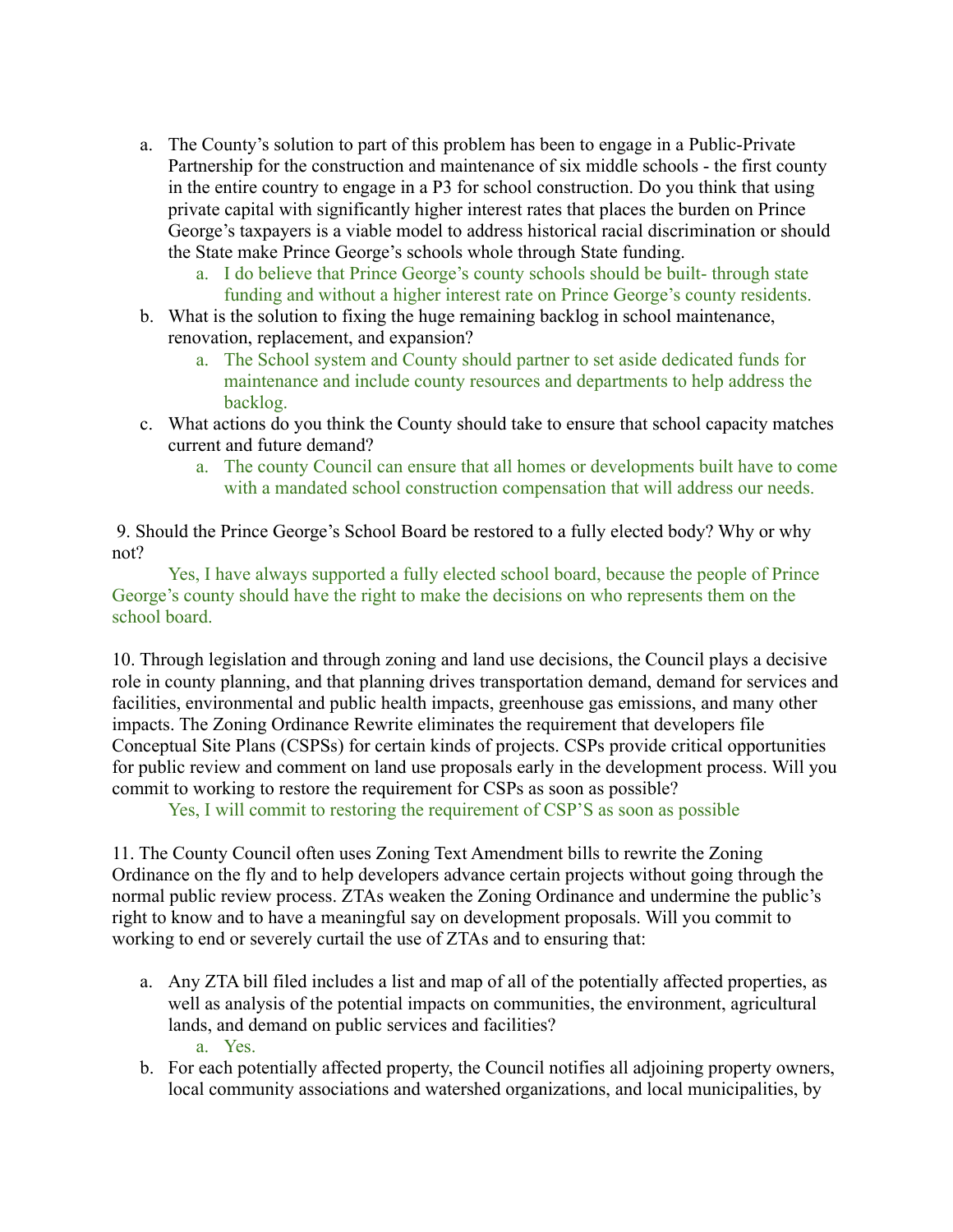a. The County's solution to part of this problem has been to engage in a Public-Private Partnership for the construction and maintenance of six middle schools - the first county in the entire country to engage in a P3 for school construction. Do you think that using private capital with significantly higher interest rates that places the burden on Prince George's taxpayers is a viable model to address historical racial discrimination or should the State make Prince George's schools whole through State funding.
    a. I do believe that Prince George's county schools should be built- through state funding and without a higher interest rate on Prince George's county residents.

b. What is the solution to fixing the huge remaining backlog in school maintenance, renovation, replacement, and expansion?
    a. The School system and County should partner to set aside dedicated funds for maintenance and include county resources and departments to help address the backlog.

c. What actions do you think the County should take to ensure that school capacity matches current and future demand?
    a. The county Council can ensure that all homes or developments built have to come with a mandated school construction compensation that will address our needs.

9. Should the Prince George's School Board be restored to a fully elected body? Why or why not?

Yes, I have always supported a fully elected school board, because the people of Prince George's county should have the right to make the decisions on who represents them on the school board.

10. Through legislation and through zoning and land use decisions, the Council plays a decisive role in county planning, and that planning drives transportation demand, demand for services and facilities, environmental and public health impacts, greenhouse gas emissions, and many other impacts. The Zoning Ordinance Rewrite eliminates the requirement that developers file Conceptual Site Plans (CSPSs) for certain kinds of projects. CSPs provide critical opportunities for public review and comment on land use proposals early in the development process. Will you commit to working to restore the requirement for CSPs as soon as possible?

Yes, I will commit to restoring the requirement of CSP'S as soon as possible

11. The County Council often uses Zoning Text Amendment bills to rewrite the Zoning Ordinance on the fly and to help developers advance certain projects without going through the normal public review process. ZTAs weaken the Zoning Ordinance and undermine the public's right to know and to have a meaningful say on development proposals. Will you commit to working to end or severely curtail the use of ZTAs and to ensuring that:

a. Any ZTA bill filed includes a list and map of all of the potentially affected properties, as well as analysis of the potential impacts on communities, the environment, agricultural lands, and demand on public services and facilities?
    a. Yes.

b. For each potentially affected property, the Council notifies all adjoining property owners, local community associations and watershed organizations, and local municipalities, by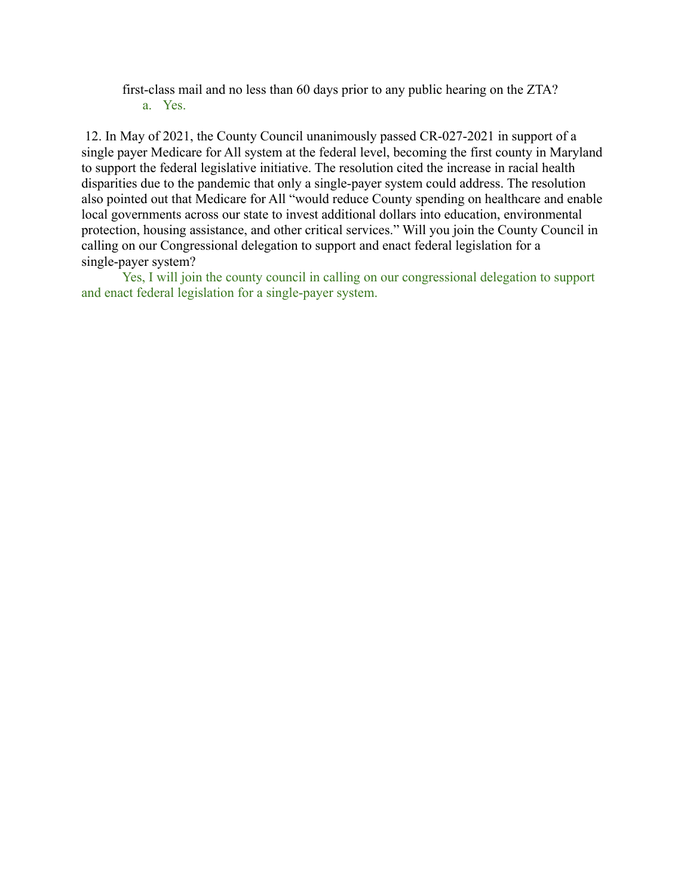first-class mail and no less than 60 days prior to any public hearing on the ZTA?

a. Yes.

12. In May of 2021, the County Council unanimously passed CR-027-2021 in support of a single payer Medicare for All system at the federal level, becoming the first county in Maryland to support the federal legislative initiative. The resolution cited the increase in racial health disparities due to the pandemic that only a single-payer system could address. The resolution also pointed out that Medicare for All "would reduce County spending on healthcare and enable local governments across our state to invest additional dollars into education, environmental protection, housing assistance, and other critical services." Will you join the County Council in calling on our Congressional delegation to support and enact federal legislation for a single-payer system?

Yes, I will join the county council in calling on our congressional delegation to support and enact federal legislation for a single-payer system.